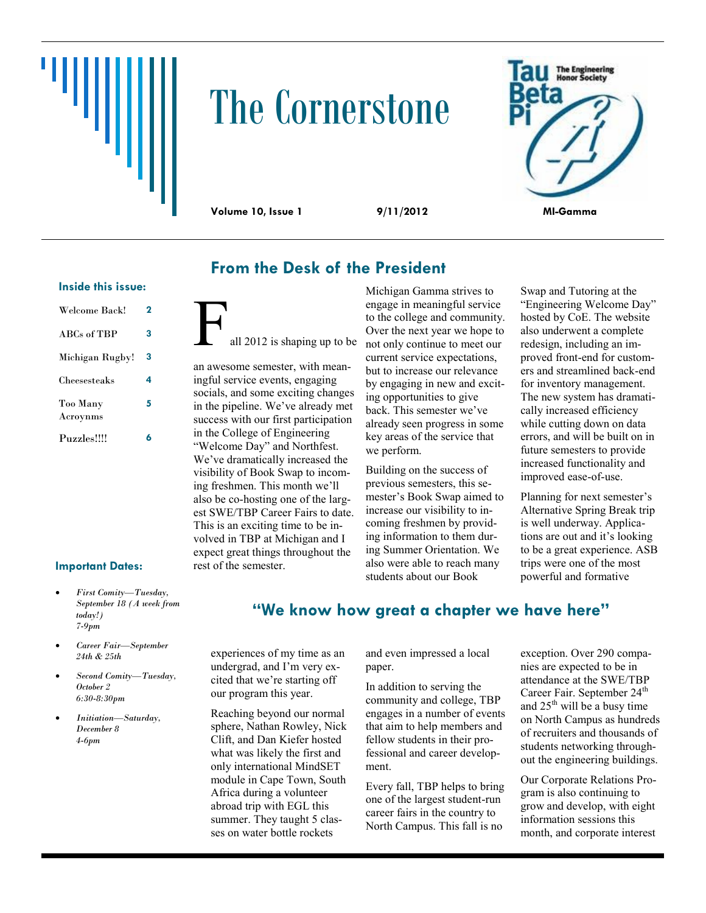# The Cornerstone

**Volume 10, Issue 1** **9/11/2012** **MI-Gamma**

Tau Beta Pi — The Engineering Honor Society

### Inside this issue:

| | |
|---|---|
| Welcome Back! | 2 |
| ABCs of TBP | 3 |
| Michigan Rugby! | 3 |
| Cheesesteaks | 4 |
| Too Many Acroynms | 5 |
| Puzzles!!!! | 6 |

### Important Dates:

- *First Comity—Tuesday, September 18 (A week from today!) 7-9pm*
- *Career Fair—September 24th & 25th*
- *Second Comity—Tuesday, October 2 6:30-8:30pm*
- *Initiation—Saturday, December 8 4-6pm*

## From the Desk of the President

Fall 2012 is shaping up to be an awesome semester, with meaningful service events, engaging socials, and some exciting changes in the pipeline. We've already met success with our first participation in the College of Engineering "Welcome Day" and Northfest. We've dramatically increased the visibility of Book Swap to incoming freshmen. This month we'll also be co-hosting one of the largest SWE/TBP Career Fairs to date. This is an exciting time to be involved in TBP at Michigan and I expect great things throughout the rest of the semester.

Michigan Gamma strives to engage in meaningful service to the college and community. Over the next year we hope to not only continue to meet our current service expectations, but to increase our relevance by engaging in new and exciting opportunities to give back. This semester we've already seen progress in some key areas of the service that we perform.

Building on the success of previous semesters, this semester's Book Swap aimed to increase our visibility to incoming freshmen by providing information to them during Summer Orientation. We also were able to reach many students about our Book Swap and Tutoring at the "Engineering Welcome Day" hosted by CoE. The website also underwent a complete redesign, including an improved front-end for customers and streamlined back-end for inventory management. The new system has dramatically increased efficiency while cutting down on data errors, and will be built on in future semesters to provide increased functionality and improved ease-of-use.

Planning for next semester's Alternative Spring Break trip is well underway. Applications are out and it's looking to be a great experience. ASB trips were one of the most powerful and formative experiences of my time as an undergrad, and I'm very excited that we're starting off our program this year.

## "We know how great a chapter we have here"

Reaching beyond our normal sphere, Nathan Rowley, Nick Clift, and Dan Kiefer hosted what was likely the first and only international MindSET module in Cape Town, South Africa during a volunteer abroad trip with EGL this summer. They taught 5 classes on water bottle rockets and even impressed a local paper.

In addition to serving the community and college, TBP engages in a number of events that aim to help members and fellow students in their professional and career development.

Every fall, TBP helps to bring one of the largest student-run career fairs in the country to North Campus. This fall is no exception. Over 290 companies are expected to be in attendance at the SWE/TBP Career Fair. September 24th and 25th will be a busy time on North Campus as hundreds of recruiters and thousands of students networking throughout the engineering buildings.

Our Corporate Relations Program is also continuing to grow and develop, with eight information sessions this month, and corporate interest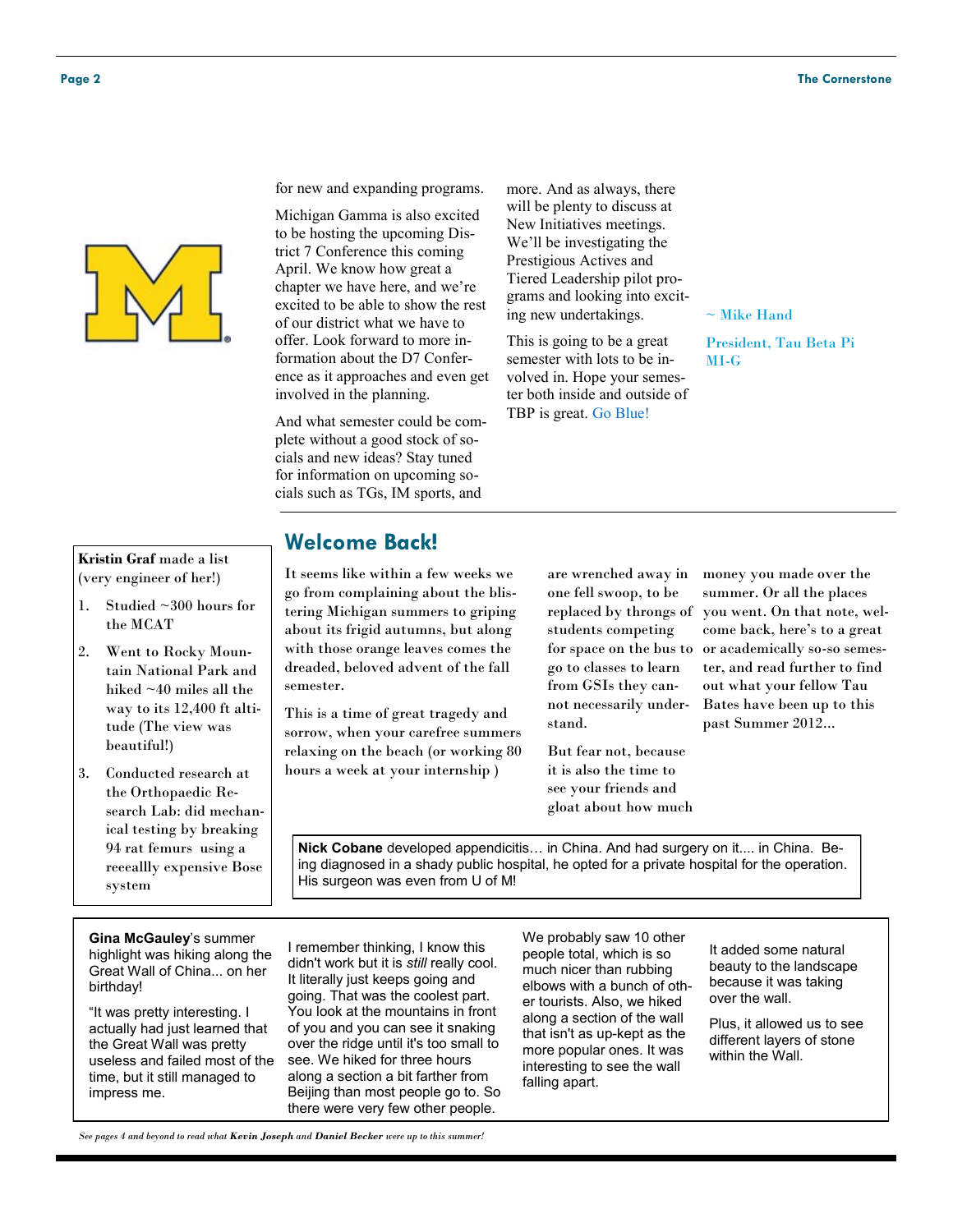for new and expanding programs.

Michigan Gamma is also excited to be hosting the upcoming District 7 Conference this coming April. We know how great a chapter we have here, and we're excited to be able to show the rest of our district what we have to offer. Look forward to more information about the D7 Conference as it approaches and even get involved in the planning.

And what semester could be complete without a good stock of socials and new ideas? Stay tuned for information on upcoming socials such as TGs, IM sports, and more. And as always, there will be plenty to discuss at New Initiatives meetings. We'll be investigating the Prestigious Actives and Tiered Leadership pilot programs and looking into exciting new undertakings.

This is going to be a great semester with lots to be involved in. Hope your semester both inside and outside of TBP is great. Go Blue!

~ Mike Hand

President, Tau Beta Pi MI-G

## Welcome Back!

It seems like within a few weeks we go from complaining about the blistering Michigan summers to griping about its frigid autumns, but along with those orange leaves comes the dreaded, beloved advent of the fall semester.

This is a time of great tragedy and sorrow, when your carefree summers relaxing on the beach (or working 80 hours a week at your internship ) are wrenched away in one fell swoop, to be replaced by throngs of students competing for space on the bus to go to classes to learn from GSIs they cannot necessarily understand.

But fear not, because it is also the time to see your friends and gloat about how much money you made over the summer. Or all the places you went. On that note, welcome back, here's to a great or academically so-so semester, and read further to find out what your fellow Tau Bates have been up to this past Summer 2012...

**Kristin Graf** made a list (very engineer of her!)

1. Studied ~300 hours for the MCAT
2. Went to Rocky Mountain National Park and hiked ~40 miles all the way to its 12,400 ft altitude (The view was beautiful!)
3. Conducted research at the Orthopaedic Research Lab: did mechanical testing by breaking 94 rat femurs using a reeeallly expensive Bose system

**Nick Cobane** developed appendicitis… in China. And had surgery on it.... in China. Being diagnosed in a shady public hospital, he opted for a private hospital for the operation. His surgeon was even from U of M!

**Gina McGauley**'s summer highlight was hiking along the Great Wall of China... on her birthday!

"It was pretty interesting. I actually had just learned that the Great Wall was pretty useless and failed most of the time, but it still managed to impress me.

I remember thinking, I know this didn't work but it is *still* really cool. It literally just keeps going and going. That was the coolest part. You look at the mountains in front of you and you can see it snaking over the ridge until it's too small to see. We hiked for three hours along a section a bit farther from Beijing than most people go to. So there were very few other people.

We probably saw 10 other people total, which is so much nicer than rubbing elbows with a bunch of other tourists. Also, we hiked along a section of the wall that isn't as up-kept as the more popular ones. It was interesting to see the wall falling apart.

It added some natural beauty to the landscape because it was taking over the wall.

Plus, it allowed us to see different layers of stone within the Wall.

*See pages 4 and beyond to read what **Kevin Joseph** and **Daniel Becker** were up to this summer!*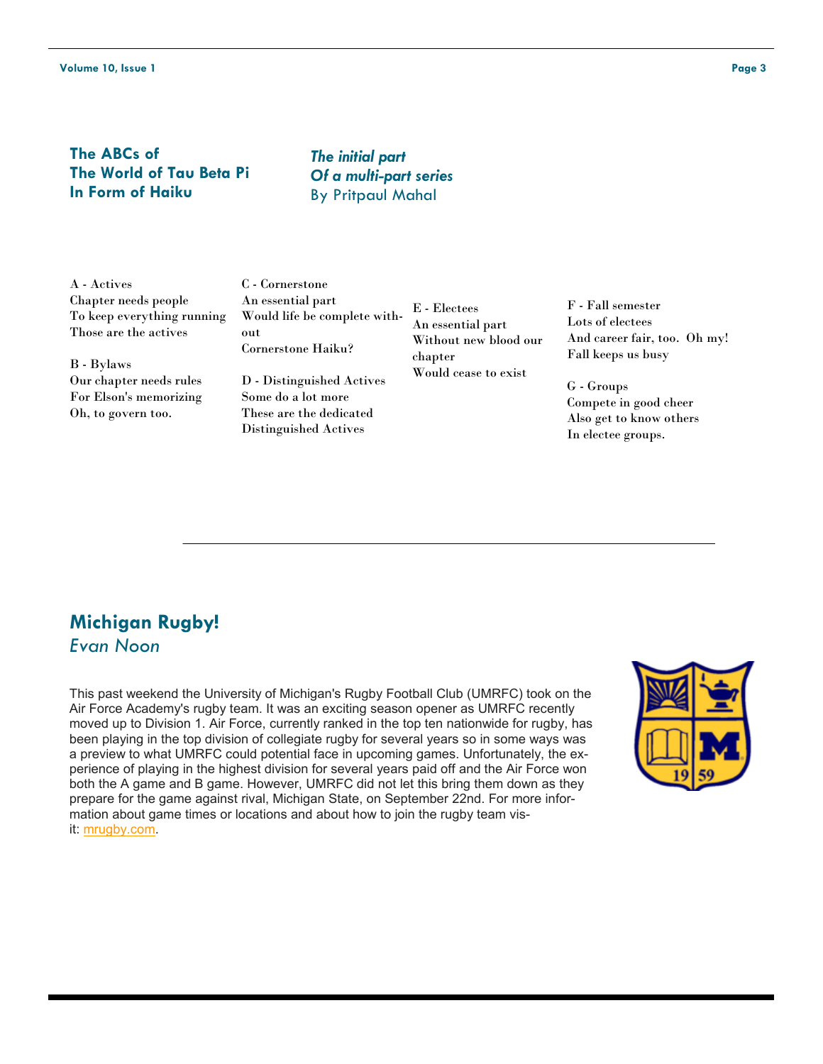## The ABCs of The World of Tau Beta Pi In Form of Haiku

***The initial part Of a multi-part series***

By Pritpaul Mahal

A - Actives
Chapter needs people
To keep everything running
Those are the actives

B - Bylaws
Our chapter needs rules
For Elson's memorizing
Oh, to govern too.

C - Cornerstone
An essential part
Would life be complete without
Cornerstone Haiku?

D - Distinguished Actives
Some do a lot more
These are the dedicated
Distinguished Actives

E - Electees
An essential part
Without new blood our chapter
Would cease to exist

F - Fall semester
Lots of electees
And career fair, too. Oh my!
Fall keeps us busy

G - Groups
Compete in good cheer
Also get to know others
In electee groups.

---

## Michigan Rugby!

*Evan Noon*

This past weekend the University of Michigan's Rugby Football Club (UMRFC) took on the Air Force Academy's rugby team. It was an exciting season opener as UMRFC recently moved up to Division 1. Air Force, currently ranked in the top ten nationwide for rugby, has been playing in the top division of collegiate rugby for several years so in some ways was a preview to what UMRFC could potential face in upcoming games. Unfortunately, the experience of playing in the highest division for several years paid off and the Air Force won both the A game and B game. However, UMRFC did not let this bring them down as they prepare for the game against rival, Michigan State, on September 22nd. For more information about game times or locations and about how to join the rugby team visit: mrugby.com.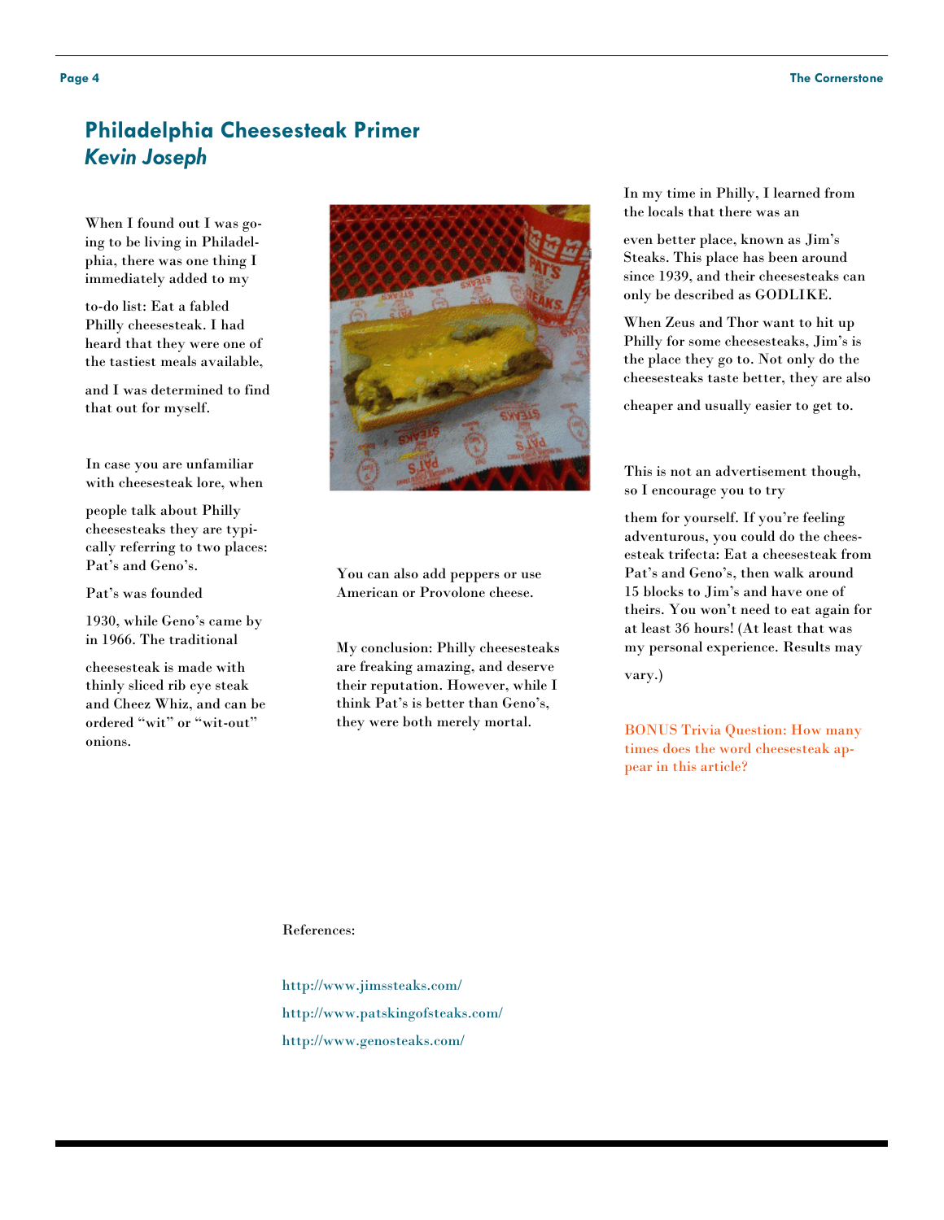## Philadelphia Cheesesteak Primer

### *Kevin Joseph*

When I found out I was going to be living in Philadelphia, there was one thing I immediately added to my to-do list: Eat a fabled Philly cheesesteak. I had heard that they were one of the tastiest meals available, and I was determined to find that out for myself.

In case you are unfamiliar with cheesesteak lore, when people talk about Philly cheesesteaks they are typically referring to two places: Pat's and Geno's.

Pat's was founded 1930, while Geno's came by in 1966. The traditional cheesesteak is made with thinly sliced rib eye steak and Cheez Whiz, and can be ordered "wit" or "wit-out" onions.

You can also add peppers or use American or Provolone cheese.

My conclusion: Philly cheesesteaks are freaking amazing, and deserve their reputation. However, while I think Pat's is better than Geno's, they were both merely mortal.

In my time in Philly, I learned from the locals that there was an even better place, known as Jim's Steaks. This place has been around since 1939, and their cheesesteaks can only be described as GODLIKE.

When Zeus and Thor want to hit up Philly for some cheesesteaks, Jim's is the place they go to. Not only do the cheesesteaks taste better, they are also cheaper and usually easier to get to.

This is not an advertisement though, so I encourage you to try them for yourself. If you're feeling adventurous, you could do the cheesesteak trifecta: Eat a cheesesteak from Pat's and Geno's, then walk around 15 blocks to Jim's and have one of theirs. You won't need to eat again for at least 36 hours! (At least that was my personal experience. Results may vary.)

BONUS Trivia Question: How many times does the word cheesesteak appear in this article?

References:

http://www.jimssteaks.com/

http://www.patskingofsteaks.com/

http://www.genosteaks.com/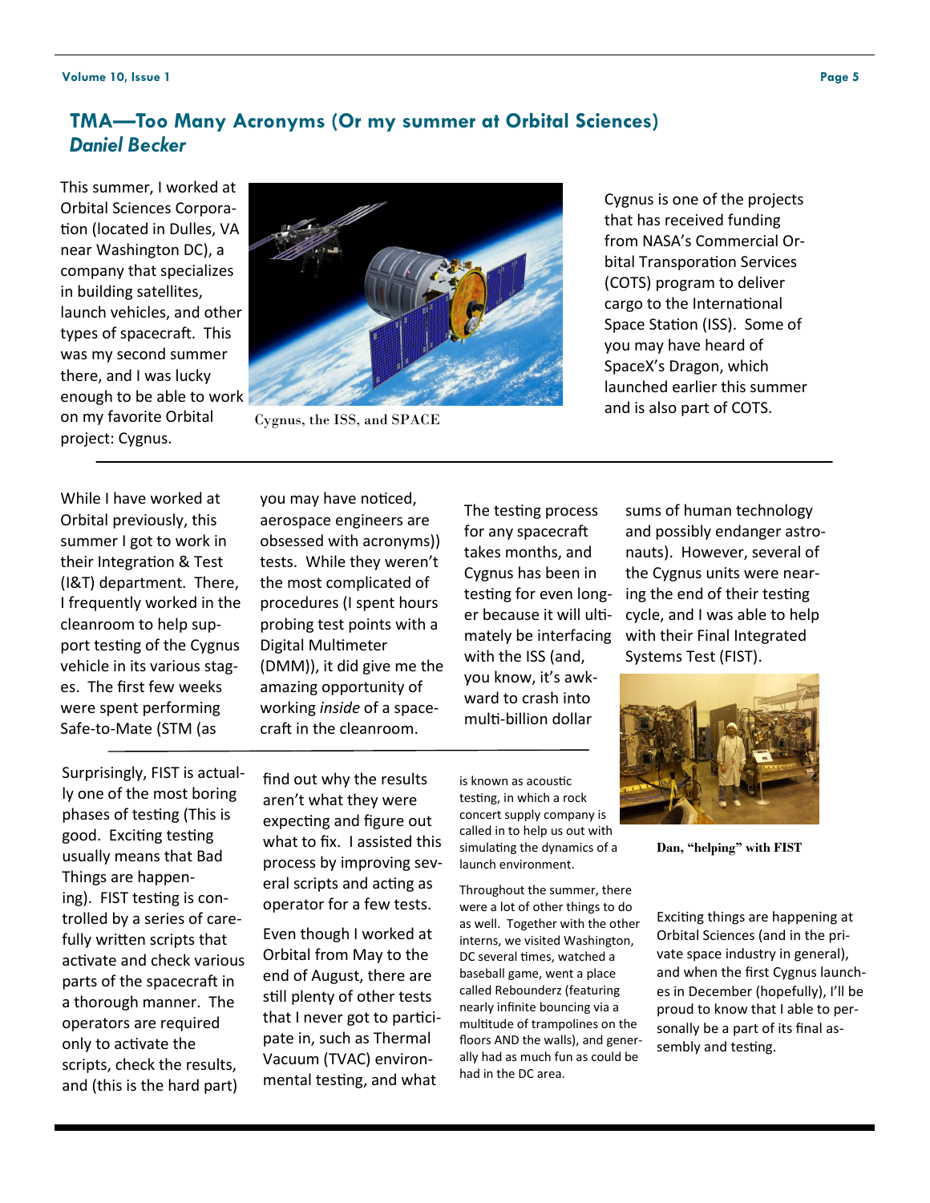## TMA—Too Many Acronyms (Or my summer at Orbital Sciences)

*Daniel Becker*

This summer, I worked at Orbital Sciences Corporation (located in Dulles, VA near Washington DC), a company that specializes in building satellites, launch vehicles, and other types of spacecraft. This was my second summer there, and I was lucky enough to be able to work on my favorite Orbital project: Cygnus.

Cygnus, the ISS, and SPACE

Cygnus is one of the projects that has received funding from NASA's Commercial Orbital Transporation Services (COTS) program to deliver cargo to the International Space Station (ISS). Some of you may have heard of SpaceX's Dragon, which launched earlier this summer and is also part of COTS.

While I have worked at Orbital previously, this summer I got to work in their Integration & Test (I&T) department. There, I frequently worked in the cleanroom to help support testing of the Cygnus vehicle in its various stages. The first few weeks were spent performing Safe-to-Mate (STM (as you may have noticed, aerospace engineers are obsessed with acronyms)) tests. While they weren't the most complicated of procedures (I spent hours probing test points with a Digital Multimeter (DMM)), it did give me the amazing opportunity of working *inside* of a spacecraft in the cleanroom.

The testing process for any spacecraft takes months, and Cygnus has been in testing for even longer because it will ultimately be interfacing with the ISS (and, you know, it's awkward to crash into multi-billion dollar sums of human technology and possibly endanger astronauts). However, several of the Cygnus units were nearing the end of their testing cycle, and I was able to help with their Final Integrated Systems Test (FIST).

Surprisingly, FIST is actually one of the most boring phases of testing (This is good. Exciting testing usually means that Bad Things are happening). FIST testing is controlled by a series of carefully written scripts that activate and check various parts of the spacecraft in a thorough manner. The operators are required only to activate the scripts, check the results, and (this is the hard part) find out why the results aren't what they were expecting and figure out what to fix. I assisted this process by improving several scripts and acting as operator for a few tests.

Even though I worked at Orbital from May to the end of August, there are still plenty of other tests that I never got to participate in, such as Thermal Vacuum (TVAC) environmental testing, and what is known as acoustic testing, in which a rock concert supply company is called in to help us out with simulating the dynamics of a launch environment.

Throughout the summer, there were a lot of other things to do as well. Together with the other interns, we visited Washington, DC several times, watched a baseball game, went a place called Rebounderz (featuring nearly infinite bouncing via a multitude of trampolines on the floors AND the walls), and generally had as much fun as could be had in the DC area.

Dan, "helping" with FIST

Exciting things are happening at Orbital Sciences (and in the private space industry in general), and when the first Cygnus launches in December (hopefully), I'll be proud to know that I able to personally be a part of its final assembly and testing.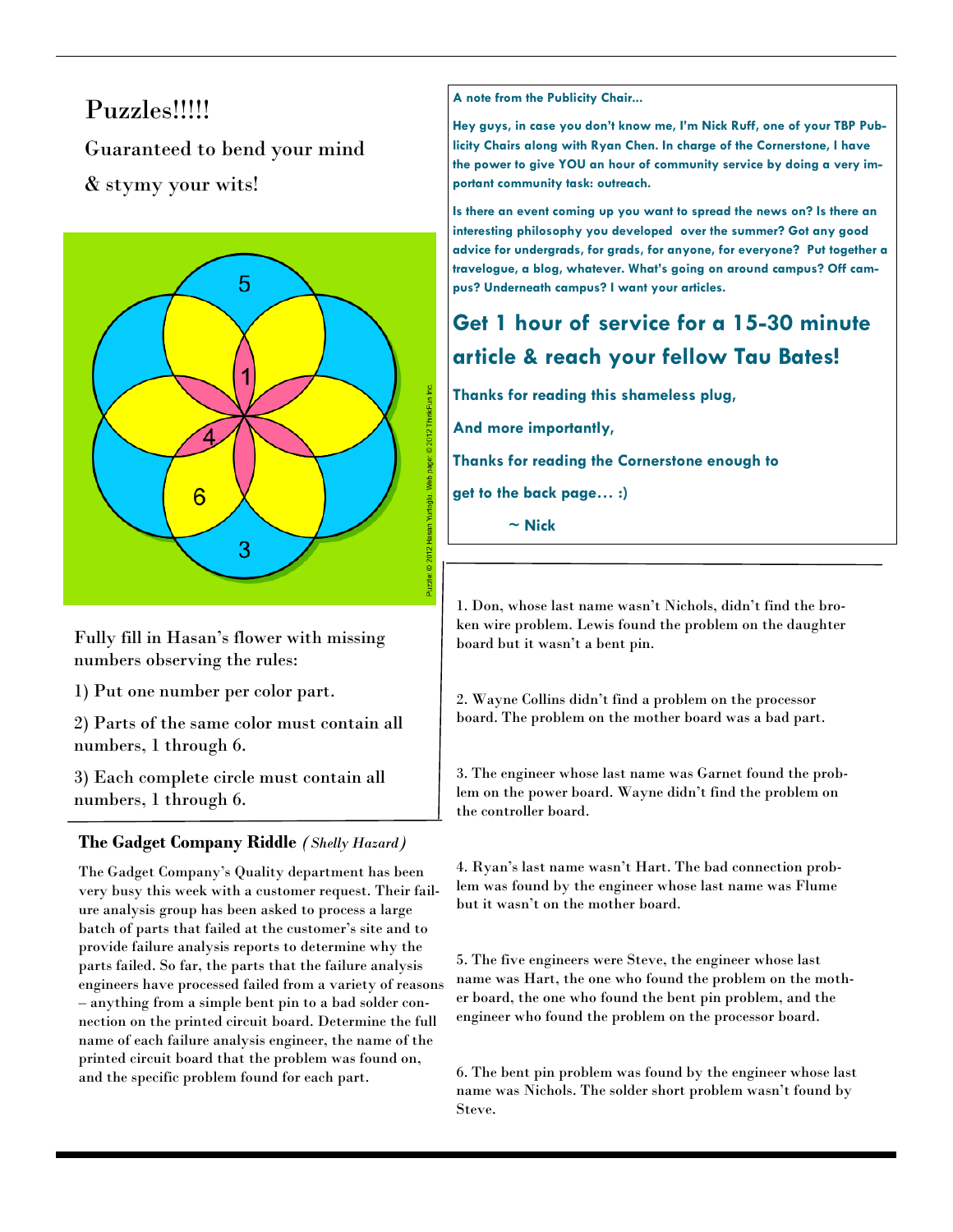# Puzzles!!!!!

Guaranteed to bend your mind

& stymy your wits!

5

1

4

6

3

Puzzle © 2012 Hasan Yurtoglu. Web page: © 2012 ThinkFun Inc.

Fully fill in Hasan's flower with missing numbers observing the rules:

1) Put one number per color part.

2) Parts of the same color must contain all numbers, 1 through 6.

3) Each complete circle must contain all numbers, 1 through 6.

**A note from the Publicity Chair…**

**Hey guys, in case you don't know me, I'm Nick Ruff, one of your TBP Publicity Chairs along with Ryan Chen. In charge of the Cornerstone, I have the power to give YOU an hour of community service by doing a very important community task: outreach.**

**Is there an event coming up you want to spread the news on? Is there an interesting philosophy you developed over the summer? Got any good advice for undergrads, for grads, for anyone, for everyone? Put together a travelogue, a blog, whatever. What's going on around campus? Off campus? Underneath campus? I want your articles.**

## Get 1 hour of service for a 15-30 minute article & reach your fellow Tau Bates!

**Thanks for reading this shameless plug,**

**And more importantly,**

**Thanks for reading the Cornerstone enough to**

**get to the back page… :)**

**~ Nick**

### The Gadget Company Riddle *(Shelly Hazard)*

The Gadget Company's Quality department has been very busy this week with a customer request. Their failure analysis group has been asked to process a large batch of parts that failed at the customer's site and to provide failure analysis reports to determine why the parts failed. So far, the parts that the failure analysis engineers have processed failed from a variety of reasons – anything from a simple bent pin to a bad solder connection on the printed circuit board. Determine the full name of each failure analysis engineer, the name of the printed circuit board that the problem was found on, and the specific problem found for each part.

1. Don, whose last name wasn't Nichols, didn't find the broken wire problem. Lewis found the problem on the daughter board but it wasn't a bent pin.

2. Wayne Collins didn't find a problem on the processor board. The problem on the mother board was a bad part.

3. The engineer whose last name was Garnet found the problem on the power board. Wayne didn't find the problem on the controller board.

4. Ryan's last name wasn't Hart. The bad connection problem was found by the engineer whose last name was Flume but it wasn't on the mother board.

5. The five engineers were Steve, the engineer whose last name was Hart, the one who found the problem on the mother board, the one who found the bent pin problem, and the engineer who found the problem on the processor board.

6. The bent pin problem was found by the engineer whose last name was Nichols. The solder short problem wasn't found by Steve.